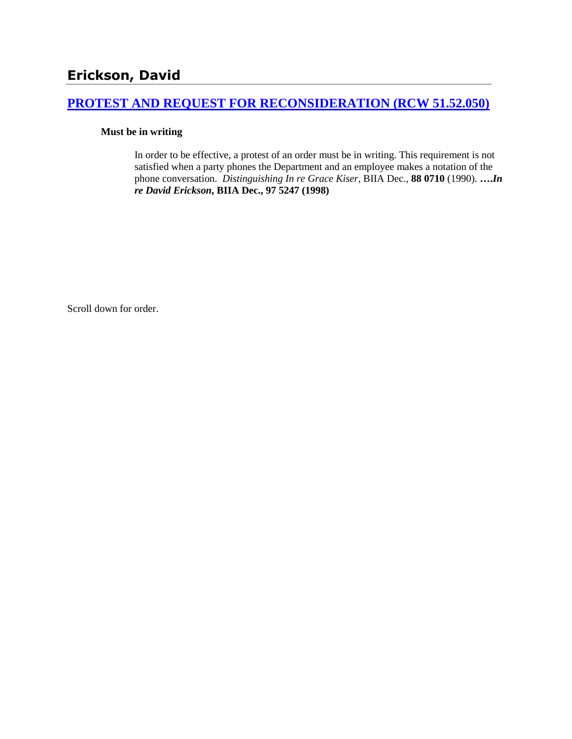# Erickson, David

## [PROTEST AND REQUEST FOR RECONSIDERATION (RCW 51.52.050)]

**Must be in writing**

In order to be effective, a protest of an order must be in writing. This requirement is not satisfied when a party phones the Department and an employee makes a notation of the phone conversation. *Distinguishing In re Grace Kiser*, BIIA Dec., **88 0710** (1990). ***….In re David Erickson*, BIIA Dec., 97 5247 (1998)**

Scroll down for order.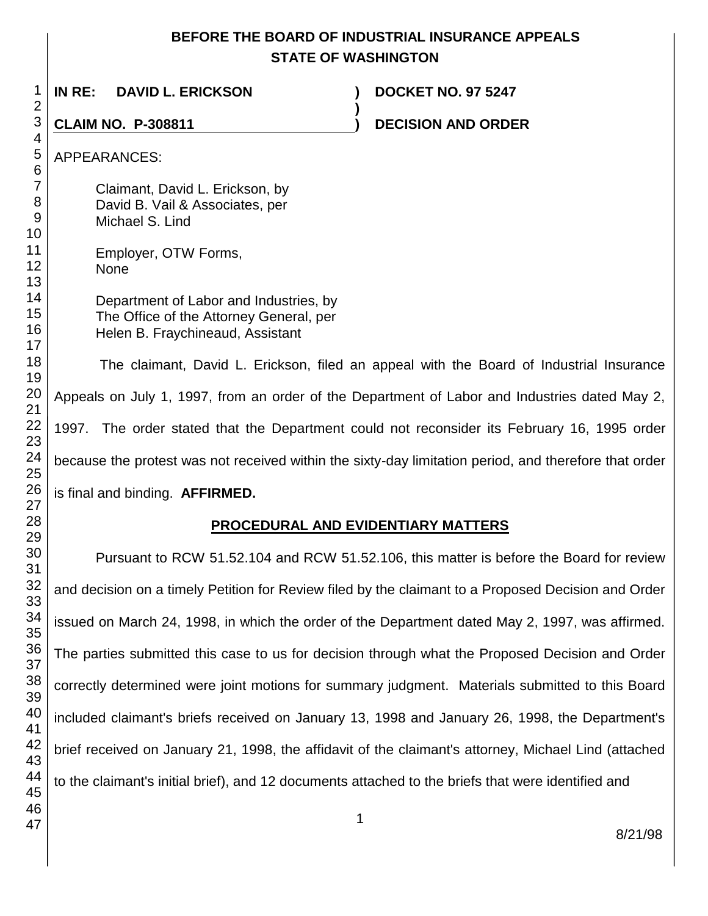**BEFORE THE BOARD OF INDUSTRIAL INSURANCE APPEALS**
**STATE OF WASHINGTON**

| | |
|---|---|
| **IN RE: DAVID L. ERICKSON** | **DOCKET NO. 97 5247** |
| **CLAIM NO. P-308811** | **DECISION AND ORDER** |

APPEARANCES:

Claimant, David L. Erickson, by
David B. Vail & Associates, per
Michael S. Lind

Employer, OTW Forms,
None

Department of Labor and Industries, by
The Office of the Attorney General, per
Helen B. Fraychineaud, Assistant

The claimant, David L. Erickson, filed an appeal with the Board of Industrial Insurance Appeals on July 1, 1997, from an order of the Department of Labor and Industries dated May 2, 1997. The order stated that the Department could not reconsider its February 16, 1995 order because the protest was not received within the sixty-day limitation period, and therefore that order is final and binding. **AFFIRMED.**

## PROCEDURAL AND EVIDENTIARY MATTERS

Pursuant to RCW 51.52.104 and RCW 51.52.106, this matter is before the Board for review and decision on a timely Petition for Review filed by the claimant to a Proposed Decision and Order issued on March 24, 1998, in which the order of the Department dated May 2, 1997, was affirmed. The parties submitted this case to us for decision through what the Proposed Decision and Order correctly determined were joint motions for summary judgment. Materials submitted to this Board included claimant's briefs received on January 13, 1998 and January 26, 1998, the Department's brief received on January 21, 1998, the affidavit of the claimant's attorney, Michael Lind (attached to the claimant's initial brief), and 12 documents attached to the briefs that were identified and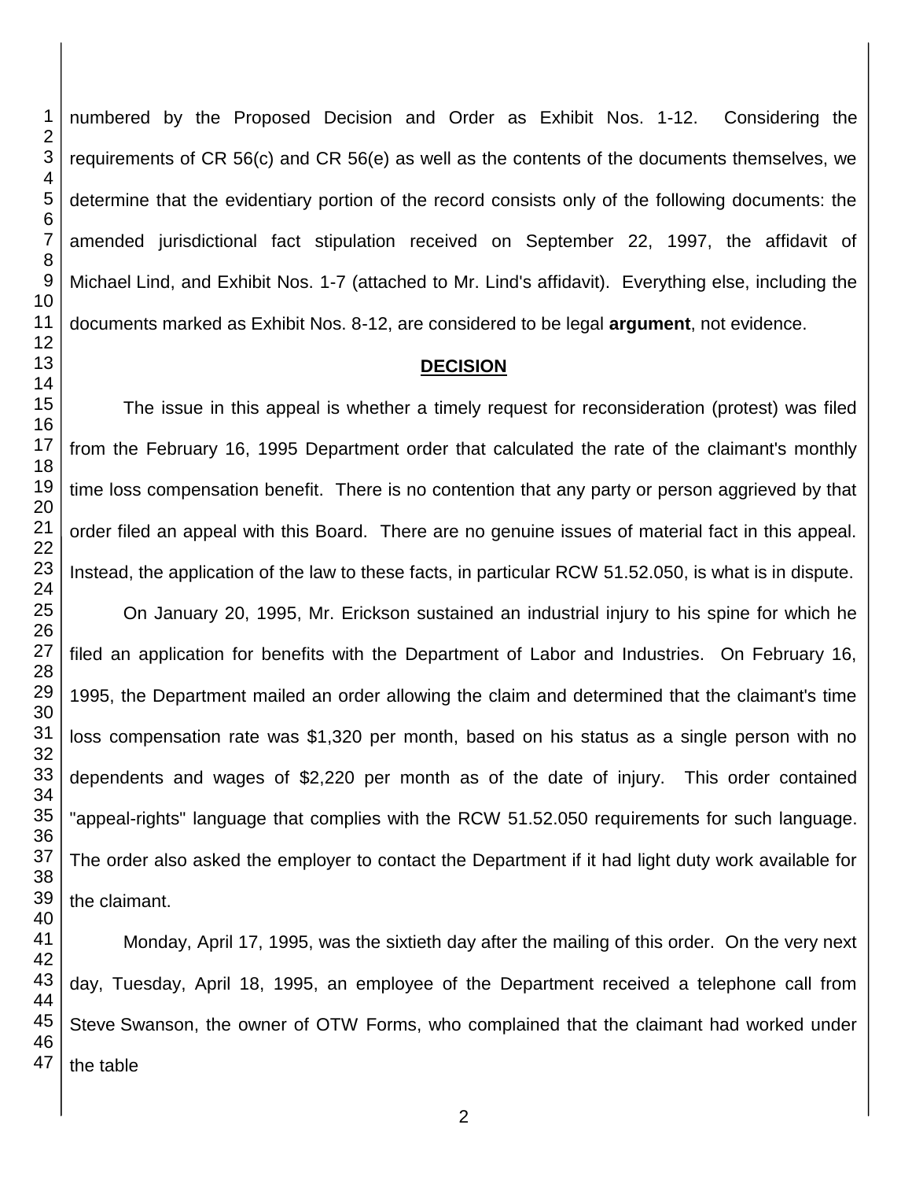numbered by the Proposed Decision and Order as Exhibit Nos. 1-12. Considering the requirements of CR 56(c) and CR 56(e) as well as the contents of the documents themselves, we determine that the evidentiary portion of the record consists only of the following documents: the amended jurisdictional fact stipulation received on September 22, 1997, the affidavit of Michael Lind, and Exhibit Nos. 1-7 (attached to Mr. Lind's affidavit). Everything else, including the documents marked as Exhibit Nos. 8-12, are considered to be legal **argument**, not evidence.

## DECISION

The issue in this appeal is whether a timely request for reconsideration (protest) was filed from the February 16, 1995 Department order that calculated the rate of the claimant's monthly time loss compensation benefit. There is no contention that any party or person aggrieved by that order filed an appeal with this Board. There are no genuine issues of material fact in this appeal. Instead, the application of the law to these facts, in particular RCW 51.52.050, is what is in dispute.

On January 20, 1995, Mr. Erickson sustained an industrial injury to his spine for which he filed an application for benefits with the Department of Labor and Industries. On February 16, 1995, the Department mailed an order allowing the claim and determined that the claimant's time loss compensation rate was $1,320 per month, based on his status as a single person with no dependents and wages of $2,220 per month as of the date of injury. This order contained "appeal-rights" language that complies with the RCW 51.52.050 requirements for such language. The order also asked the employer to contact the Department if it had light duty work available for the claimant.

Monday, April 17, 1995, was the sixtieth day after the mailing of this order. On the very next day, Tuesday, April 18, 1995, an employee of the Department received a telephone call from Steve Swanson, the owner of OTW Forms, who complained that the claimant had worked under the table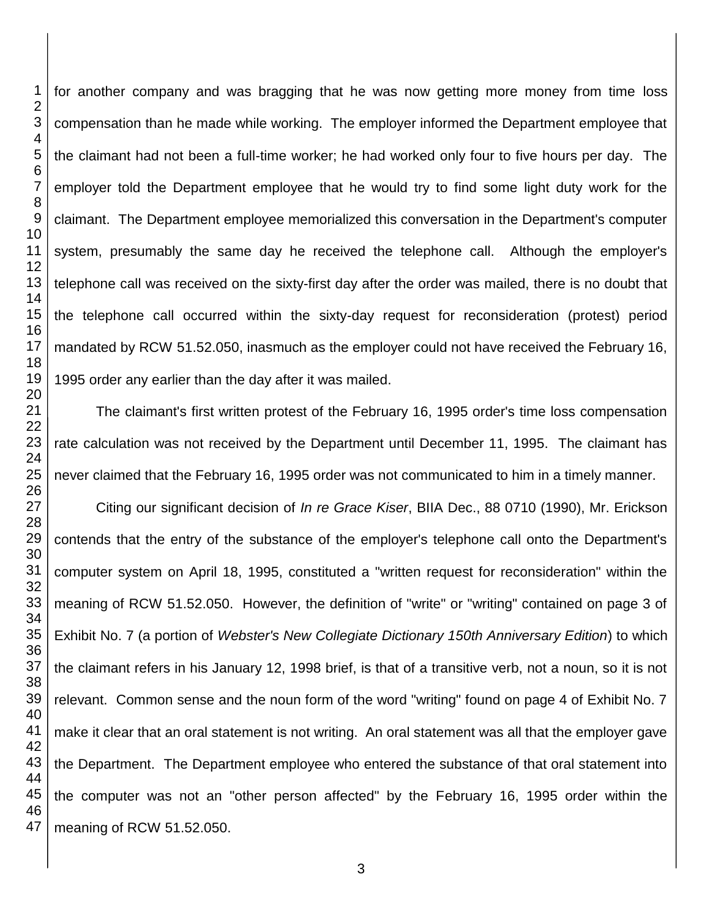for another company and was bragging that he was now getting more money from time loss compensation than he made while working. The employer informed the Department employee that the claimant had not been a full-time worker; he had worked only four to five hours per day. The employer told the Department employee that he would try to find some light duty work for the claimant. The Department employee memorialized this conversation in the Department's computer system, presumably the same day he received the telephone call. Although the employer's telephone call was received on the sixty-first day after the order was mailed, there is no doubt that the telephone call occurred within the sixty-day request for reconsideration (protest) period mandated by RCW 51.52.050, inasmuch as the employer could not have received the February 16, 1995 order any earlier than the day after it was mailed.

The claimant's first written protest of the February 16, 1995 order's time loss compensation rate calculation was not received by the Department until December 11, 1995. The claimant has never claimed that the February 16, 1995 order was not communicated to him in a timely manner.

Citing our significant decision of *In re Grace Kiser*, BIIA Dec., 88 0710 (1990), Mr. Erickson contends that the entry of the substance of the employer's telephone call onto the Department's computer system on April 18, 1995, constituted a "written request for reconsideration" within the meaning of RCW 51.52.050. However, the definition of "write" or "writing" contained on page 3 of Exhibit No. 7 (a portion of *Webster's New Collegiate Dictionary 150th Anniversary Edition*) to which the claimant refers in his January 12, 1998 brief, is that of a transitive verb, not a noun, so it is not relevant. Common sense and the noun form of the word "writing" found on page 4 of Exhibit No. 7 make it clear that an oral statement is not writing. An oral statement was all that the employer gave the Department. The Department employee who entered the substance of that oral statement into the computer was not an "other person affected" by the February 16, 1995 order within the meaning of RCW 51.52.050.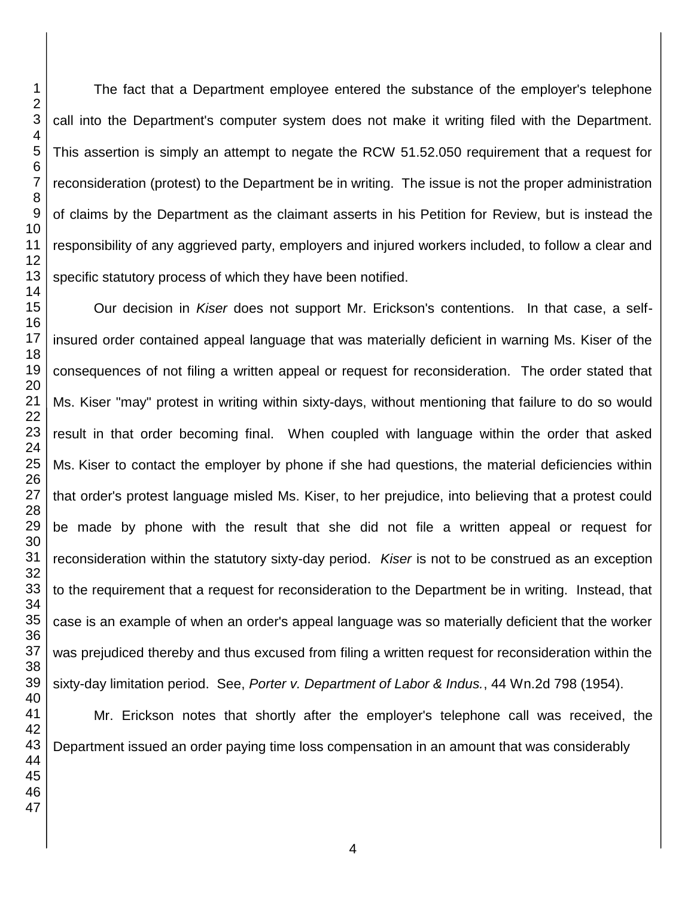The fact that a Department employee entered the substance of the employer's telephone call into the Department's computer system does not make it writing filed with the Department. This assertion is simply an attempt to negate the RCW 51.52.050 requirement that a request for reconsideration (protest) to the Department be in writing. The issue is not the proper administration of claims by the Department as the claimant asserts in his Petition for Review, but is instead the responsibility of any aggrieved party, employers and injured workers included, to follow a clear and specific statutory process of which they have been notified.

Our decision in *Kiser* does not support Mr. Erickson's contentions. In that case, a self-insured order contained appeal language that was materially deficient in warning Ms. Kiser of the consequences of not filing a written appeal or request for reconsideration. The order stated that Ms. Kiser "may" protest in writing within sixty-days, without mentioning that failure to do so would result in that order becoming final. When coupled with language within the order that asked Ms. Kiser to contact the employer by phone if she had questions, the material deficiencies within that order's protest language misled Ms. Kiser, to her prejudice, into believing that a protest could be made by phone with the result that she did not file a written appeal or request for reconsideration within the statutory sixty-day period. *Kiser* is not to be construed as an exception to the requirement that a request for reconsideration to the Department be in writing. Instead, that case is an example of when an order's appeal language was so materially deficient that the worker was prejudiced thereby and thus excused from filing a written request for reconsideration within the sixty-day limitation period. See, *Porter v. Department of Labor & Indus.*, 44 Wn.2d 798 (1954).

Mr. Erickson notes that shortly after the employer's telephone call was received, the Department issued an order paying time loss compensation in an amount that was considerably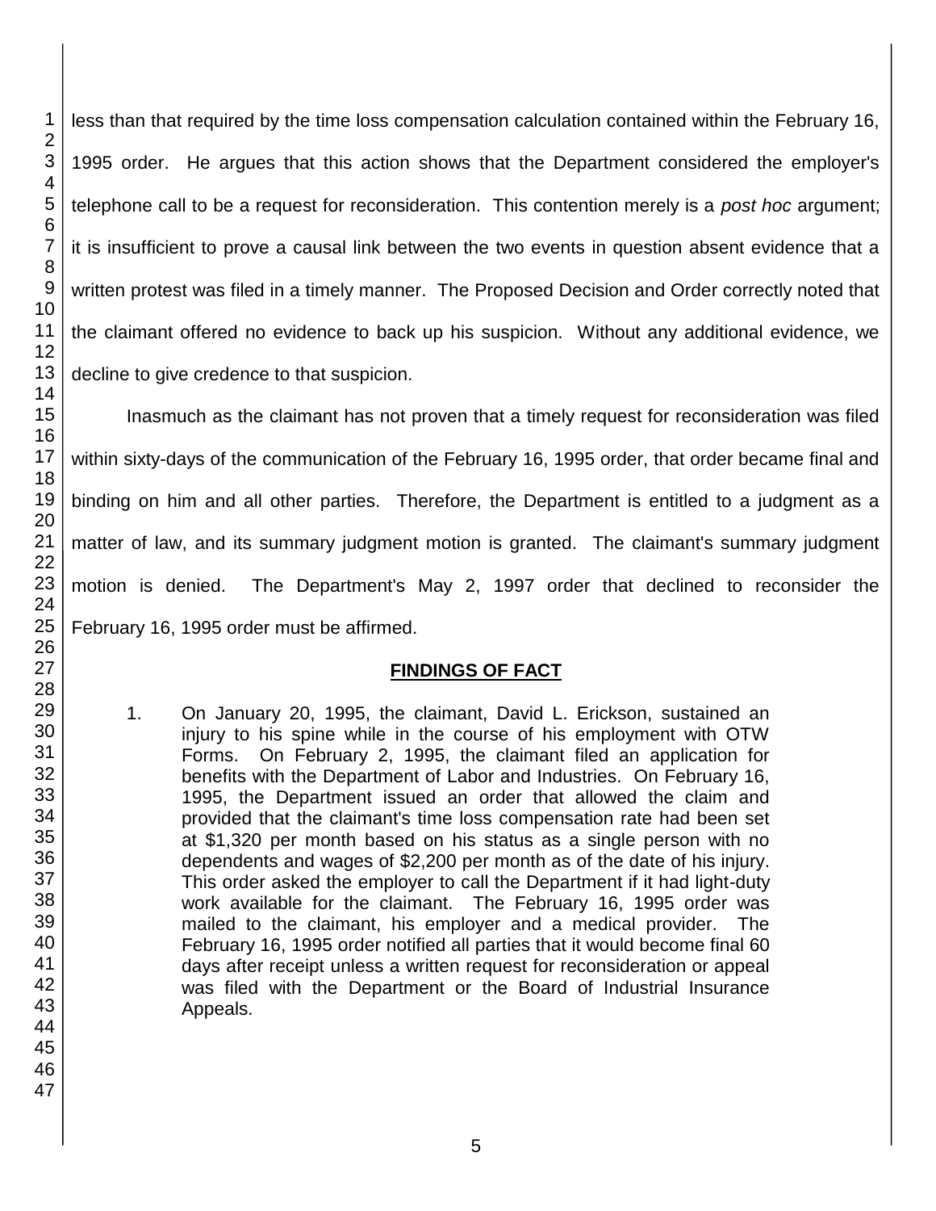less than that required by the time loss compensation calculation contained within the February 16, 1995 order. He argues that this action shows that the Department considered the employer's telephone call to be a request for reconsideration. This contention merely is a *post hoc* argument; it is insufficient to prove a causal link between the two events in question absent evidence that a written protest was filed in a timely manner. The Proposed Decision and Order correctly noted that the claimant offered no evidence to back up his suspicion. Without any additional evidence, we decline to give credence to that suspicion.

Inasmuch as the claimant has not proven that a timely request for reconsideration was filed within sixty-days of the communication of the February 16, 1995 order, that order became final and binding on him and all other parties. Therefore, the Department is entitled to a judgment as a matter of law, and its summary judgment motion is granted. The claimant's summary judgment motion is denied. The Department's May 2, 1997 order that declined to reconsider the February 16, 1995 order must be affirmed.

## FINDINGS OF FACT

1. On January 20, 1995, the claimant, David L. Erickson, sustained an injury to his spine while in the course of his employment with OTW Forms. On February 2, 1995, the claimant filed an application for benefits with the Department of Labor and Industries. On February 16, 1995, the Department issued an order that allowed the claim and provided that the claimant's time loss compensation rate had been set at $1,320 per month based on his status as a single person with no dependents and wages of $2,200 per month as of the date of his injury. This order asked the employer to call the Department if it had light-duty work available for the claimant. The February 16, 1995 order was mailed to the claimant, his employer and a medical provider. The February 16, 1995 order notified all parties that it would become final 60 days after receipt unless a written request for reconsideration or appeal was filed with the Department or the Board of Industrial Insurance Appeals.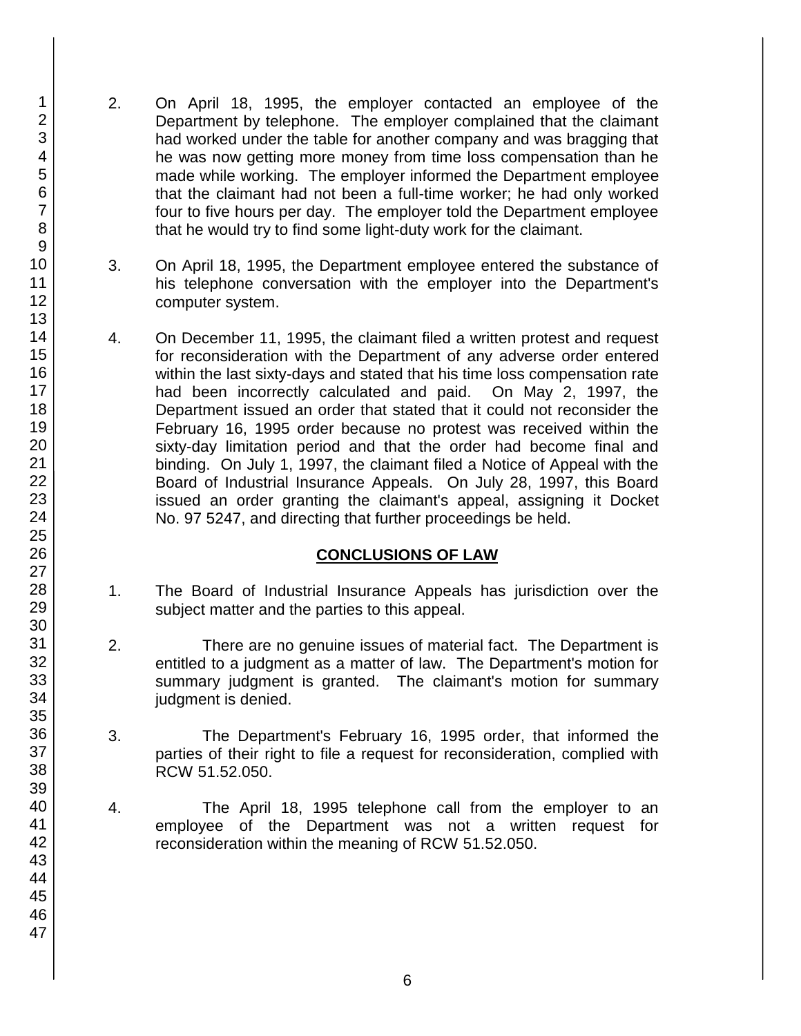2. On April 18, 1995, the employer contacted an employee of the Department by telephone. The employer complained that the claimant had worked under the table for another company and was bragging that he was now getting more money from time loss compensation than he made while working. The employer informed the Department employee that the claimant had not been a full-time worker; he had only worked four to five hours per day. The employer told the Department employee that he would try to find some light-duty work for the claimant.

3. On April 18, 1995, the Department employee entered the substance of his telephone conversation with the employer into the Department's computer system.

4. On December 11, 1995, the claimant filed a written protest and request for reconsideration with the Department of any adverse order entered within the last sixty-days and stated that his time loss compensation rate had been incorrectly calculated and paid. On May 2, 1997, the Department issued an order that stated that it could not reconsider the February 16, 1995 order because no protest was received within the sixty-day limitation period and that the order had become final and binding. On July 1, 1997, the claimant filed a Notice of Appeal with the Board of Industrial Insurance Appeals. On July 28, 1997, this Board issued an order granting the claimant's appeal, assigning it Docket No. 97 5247, and directing that further proceedings be held.

## CONCLUSIONS OF LAW

1. The Board of Industrial Insurance Appeals has jurisdiction over the subject matter and the parties to this appeal.

2. There are no genuine issues of material fact. The Department is entitled to a judgment as a matter of law. The Department's motion for summary judgment is granted. The claimant's motion for summary judgment is denied.

3. The Department's February 16, 1995 order, that informed the parties of their right to file a request for reconsideration, complied with RCW 51.52.050.

4. The April 18, 1995 telephone call from the employer to an employee of the Department was not a written request for reconsideration within the meaning of RCW 51.52.050.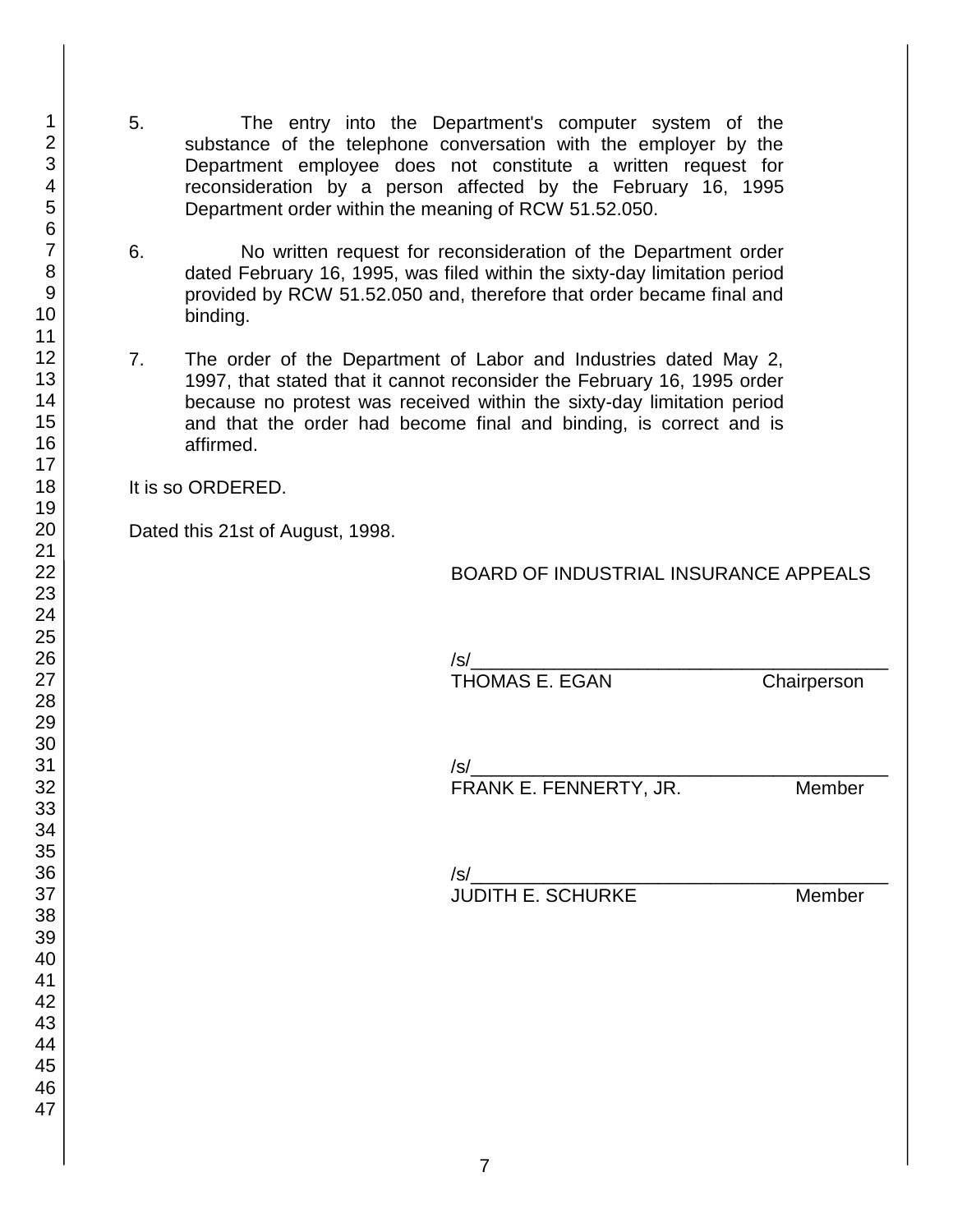5. The entry into the Department's computer system of the substance of the telephone conversation with the employer by the Department employee does not constitute a written request for reconsideration by a person affected by the February 16, 1995 Department order within the meaning of RCW 51.52.050.

6. No written request for reconsideration of the Department order dated February 16, 1995, was filed within the sixty-day limitation period provided by RCW 51.52.050 and, therefore that order became final and binding.

7. The order of the Department of Labor and Industries dated May 2, 1997, that stated that it cannot reconsider the February 16, 1995 order because no protest was received within the sixty-day limitation period and that the order had become final and binding, is correct and is affirmed.

It is so ORDERED.

Dated this 21st of August, 1998.

BOARD OF INDUSTRIAL INSURANCE APPEALS

/s/_______________________________________
THOMAS E. EGAN Chairperson

/s/_______________________________________
FRANK E. FENNERTY, JR. Member

/s/_______________________________________
JUDITH E. SCHURKE Member